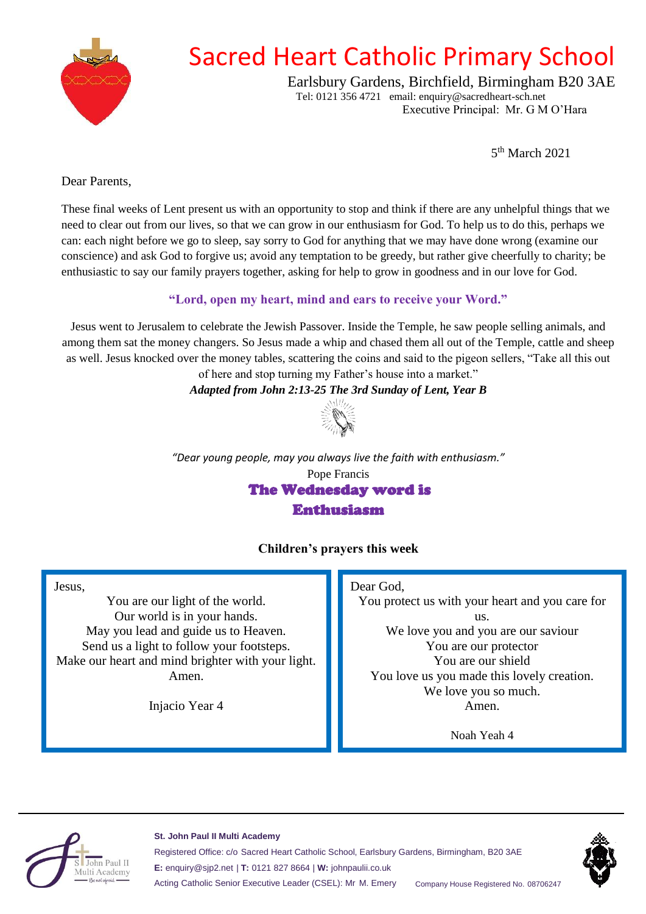// Sacred Heart Catholic Primary School letterhead (page 1 of 3)
# Sacred Heart Catholic Primary School

Earlsbury Gardens, Birchfield, Birmingham B20 3AE
Tel: 0121 356 4721 email: enquiry@sacredheart-sch.net
Executive Principal: Mr. G M O'Hara

5th March 2021

Dear Parents,

These final weeks of Lent present us with an opportunity to stop and think if there are any unhelpful things that we need to clear out from our lives, so that we can grow in our enthusiasm for God. To help us to do this, perhaps we can: each night before we go to sleep, say sorry to God for anything that we may have done wrong (examine our conscience) and ask God to forgive us; avoid any temptation to be greedy, but rather give cheerfully to charity; be enthusiastic to say our family prayers together, asking for help to grow in goodness and in our love for God.

**"Lord, open my heart, mind and ears to receive your Word."**

Jesus went to Jerusalem to celebrate the Jewish Passover. Inside the Temple, he saw people selling animals, and among them sat the money changers. So Jesus made a whip and chased them all out of the Temple, cattle and sheep as well. Jesus knocked over the money tables, scattering the coins and said to the pigeon sellers, "Take all this out of here and stop turning my Father's house into a market."

***Adapted from John 2:13-25 The 3rd Sunday of Lent, Year B***

*"Dear young people, may you always live the faith with enthusiasm."*

Pope Francis

## The Wednesday word is Enthusiasm

### Children's prayers this week

Jesus,
You are our light of the world.
Our world is in your hands.
May you lead and guide us to Heaven.
Send us a light to follow your footsteps.
Make our heart and mind brighter with your light.
Amen.

Injacio Year 4

Dear God,
You protect us with your heart and you care for us.
We love you and you are our saviour
You are our protector
You are our shield
You love us you made this lovely creation.
We love you so much.
Amen.

Noah Yeah 4

---

**St. John Paul II Multi Academy**
Registered Office: c/o Sacred Heart Catholic School, Earlsbury Gardens, Birmingham, B20 3AE
**E:** enquiry@sjp2.net | **T:** 0121 827 8664 | **W:** johnpaulii.co.uk
Acting Catholic Senior Executive Leader (CSEL): Mr M. Emery
Company House Registered No. 08706247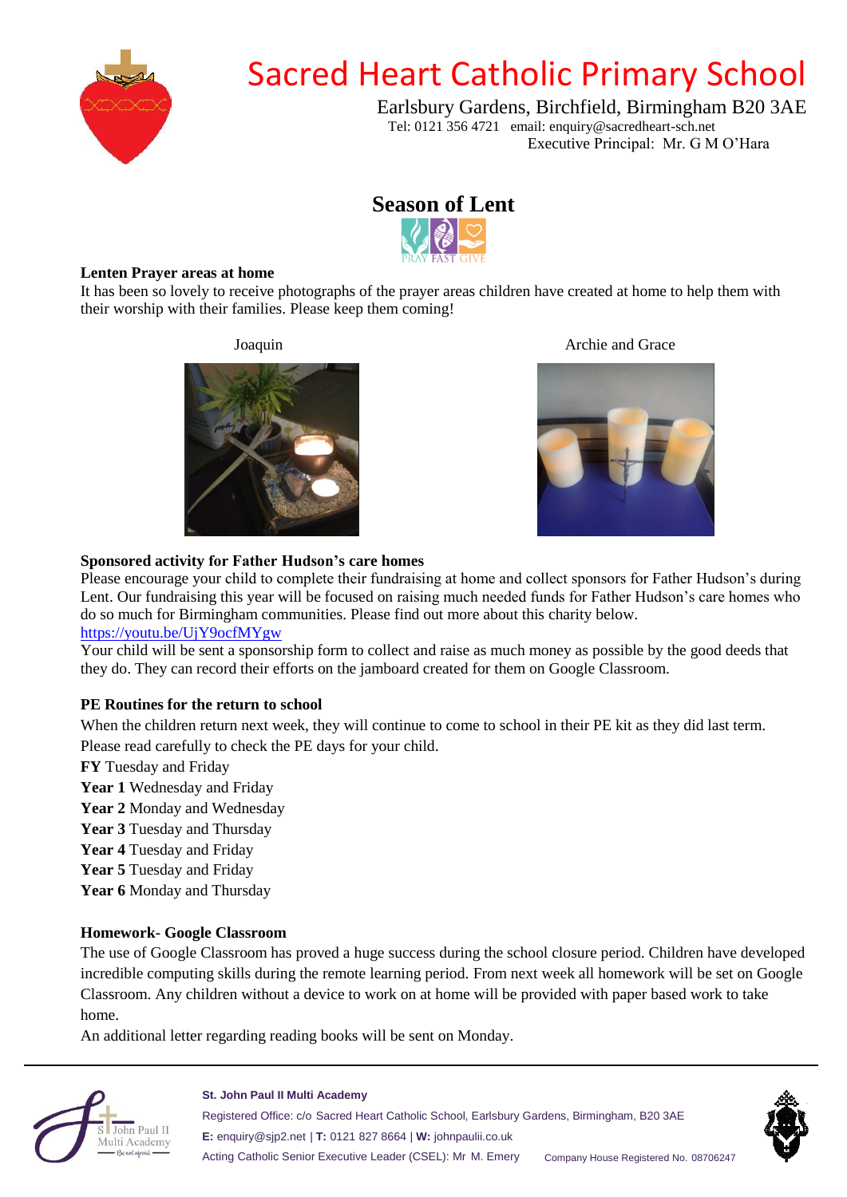# Sacred Heart Catholic Primary School

Earlsbury Gardens, Birchfield, Birmingham B20 3AE
Tel: 0121 356 4721 email: enquiry@sacredheart-sch.net
Executive Principal: Mr. G M O'Hara

## Season of Lent

PRAY FAST GIVE

**Lenten Prayer areas at home**

It has been so lovely to receive photographs of the prayer areas children have created at home to help them with their worship with their families. Please keep them coming!

Joaquin

Archie and Grace

**Sponsored activity for Father Hudson's care homes**

Please encourage your child to complete their fundraising at home and collect sponsors for Father Hudson's during Lent. Our fundraising this year will be focused on raising much needed funds for Father Hudson's care homes who do so much for Birmingham communities. Please find out more about this charity below.
https://youtu.be/UjY9ocfMYgw

Your child will be sent a sponsorship form to collect and raise as much money as possible by the good deeds that they do. They can record their efforts on the jamboard created for them on Google Classroom.

**PE Routines for the return to school**

When the children return next week, they will continue to come to school in their PE kit as they did last term. Please read carefully to check the PE days for your child.

**FY** Tuesday and Friday
**Year 1** Wednesday and Friday
**Year 2** Monday and Wednesday
**Year 3** Tuesday and Thursday
**Year 4** Tuesday and Friday
**Year 5** Tuesday and Friday
**Year 6** Monday and Thursday

**Homework- Google Classroom**

The use of Google Classroom has proved a huge success during the school closure period. Children have developed incredible computing skills during the remote learning period. From next week all homework will be set on Google Classroom. Any children without a device to work on at home will be provided with paper based work to take home.

An additional letter regarding reading books will be sent on Monday.

**St. John Paul II Multi Academy**
Registered Office: c/o Sacred Heart Catholic School, Earlsbury Gardens, Birmingham, B20 3AE
**E:** enquiry@sjp2.net | **T:** 0121 827 8664 | **W:** johnpaulii.co.uk
Acting Catholic Senior Executive Leader (CSEL): Mr M. Emery Company House Registered No. 08706247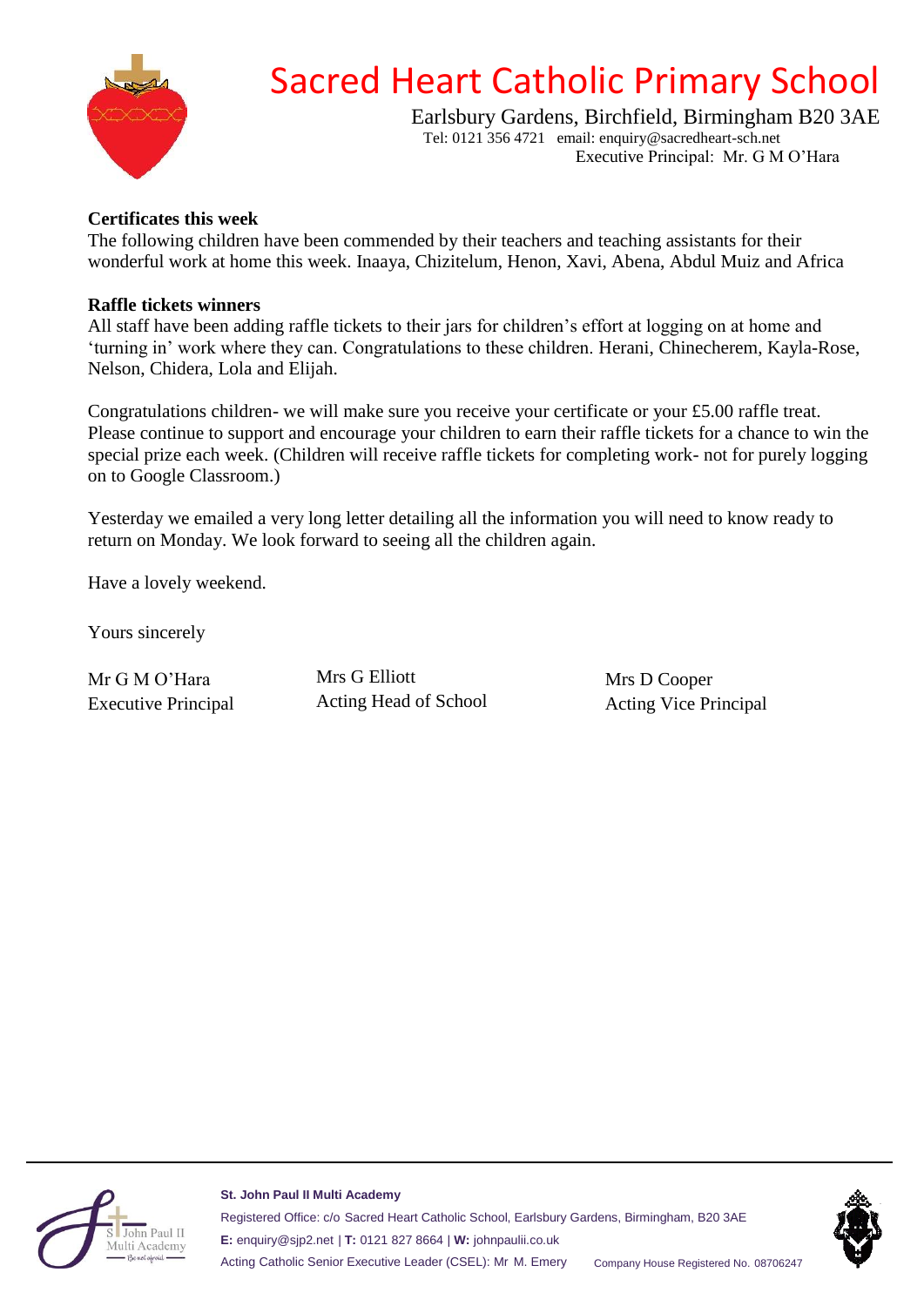# Sacred Heart Catholic Primary School

Earlsbury Gardens, Birchfield, Birmingham B20 3AE
Tel: 0121 356 4721 email: enquiry@sacredheart-sch.net
Executive Principal: Mr. G M O'Hara

**Certificates this week**

The following children have been commended by their teachers and teaching assistants for their wonderful work at home this week. Inaaya, Chizitelum, Henon, Xavi, Abena, Abdul Muiz and Africa

**Raffle tickets winners**

All staff have been adding raffle tickets to their jars for children's effort at logging on at home and 'turning in' work where they can. Congratulations to these children. Herani, Chinecherem, Kayla-Rose, Nelson, Chidera, Lola and Elijah.

Congratulations children- we will make sure you receive your certificate or your £5.00 raffle treat. Please continue to support and encourage your children to earn their raffle tickets for a chance to win the special prize each week. (Children will receive raffle tickets for completing work- not for purely logging on to Google Classroom.)

Yesterday we emailed a very long letter detailing all the information you will need to know ready to return on Monday. We look forward to seeing all the children again.

Have a lovely weekend.

Yours sincerely

| | | |
|---|---|---|
| Mr G M O'Hara | Mrs G Elliott | Mrs D Cooper |
| Executive Principal | Acting Head of School | Acting Vice Principal |

**St. John Paul II Multi Academy**
Registered Office: c/o Sacred Heart Catholic School, Earlsbury Gardens, Birmingham, B20 3AE
**E:** enquiry@sjp2.net | **T:** 0121 827 8664 | **W:** johnpaulii.co.uk
Acting Catholic Senior Executive Leader (CSEL): Mr M. Emery Company House Registered No. 08706247